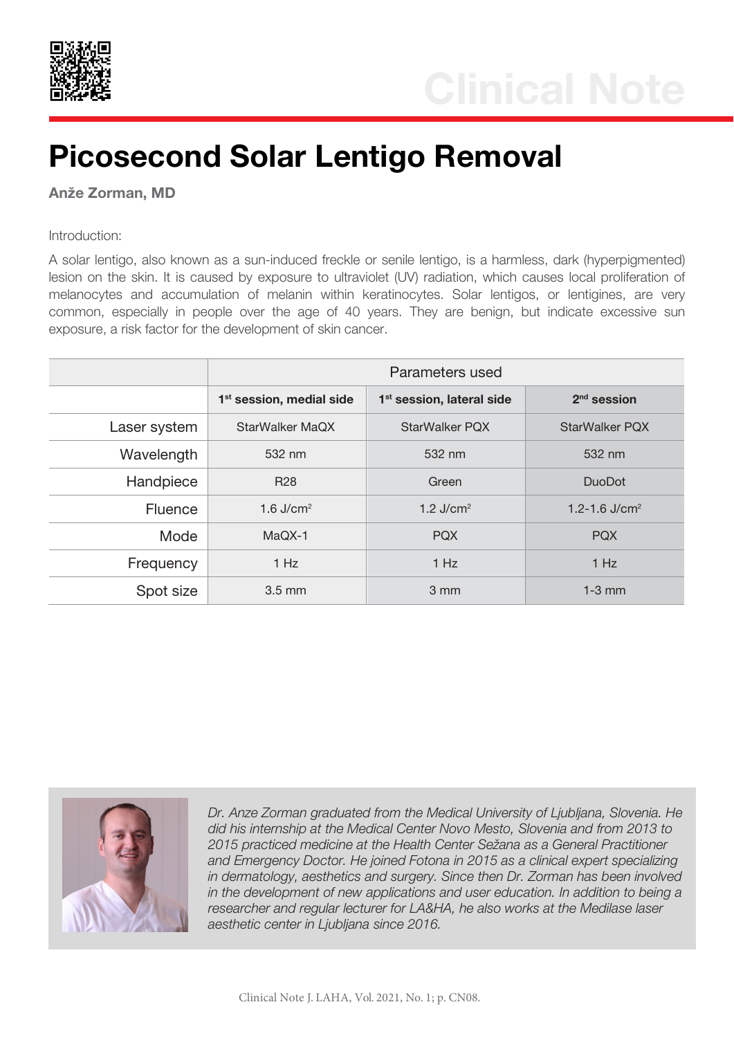Clinical Note

# Picosecond Solar Lentigo Removal

**Anže Zorman, MD**

Introduction:

A solar lentigo, also known as a sun-induced freckle or senile lentigo, is a harmless, dark (hyperpigmented) lesion on the skin. It is caused by exposure to ultraviolet (UV) radiation, which causes local proliferation of melanocytes and accumulation of melanin within keratinocytes. Solar lentigos, or lentigines, are very common, especially in people over the age of 40 years. They are benign, but indicate excessive sun exposure, a risk factor for the development of skin cancer.

| | Parameters used | | |
|---|---|---|---|
| | **1st session, medial side** | **1st session, lateral side** | **2nd session** |
| Laser system | StarWalker MaQX | StarWalker PQX | StarWalker PQX |
| Wavelength | 532 nm | 532 nm | 532 nm |
| Handpiece | R28 | Green | DuoDot |
| Fluence | 1.6 J/cm² | 1.2 J/cm² | 1.2-1.6 J/cm² |
| Mode | MaQX-1 | PQX | PQX |
| Frequency | 1 Hz | 1 Hz | 1 Hz |
| Spot size | 3.5 mm | 3 mm | 1-3 mm |

*Dr. Anze Zorman graduated from the Medical University of Ljubljana, Slovenia. He did his internship at the Medical Center Novo Mesto, Slovenia and from 2013 to 2015 practiced medicine at the Health Center Sežana as a General Practitioner and Emergency Doctor. He joined Fotona in 2015 as a clinical expert specializing in dermatology, aesthetics and surgery. Since then Dr. Zorman has been involved in the development of new applications and user education. In addition to being a researcher and regular lecturer for LA&HA, he also works at the Medilase laser aesthetic center in Ljubljana since 2016.*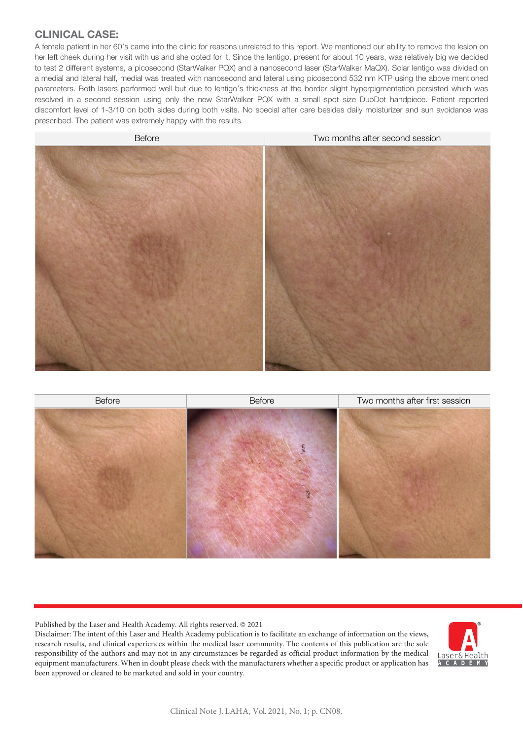## CLINICAL CASE:

A female patient in her 60's came into the clinic for reasons unrelated to this report. We mentioned our ability to remove the lesion on her left cheek during her visit with us and she opted for it. Since the lentigo, present for about 10 years, was relatively big we decided to test 2 different systems, a picosecond (StarWalker PQX) and a nanosecond laser (StarWalker MaQX). Solar lentigo was divided on a medial and lateral half, medial was treated with nanosecond and lateral using picosecond 532 nm KTP using the above mentioned parameters. Both lasers performed well but due to lentigo's thickness at the border slight hyperpigmentation persisted which was resolved in a second session using only the new StarWalker PQX with a small spot size DuoDot handpiece. Patient reported discomfort level of 1-3/10 on both sides during both visits. No special after care besides daily moisturizer and sun avoidance was prescribed. The patient was extremely happy with the results

Before

Two months after second session

Before

Before

Two months after first session

Published by the Laser and Health Academy. All rights reserved. © 2021

Disclaimer: The intent of this Laser and Health Academy publication is to facilitate an exchange of information on the views, research results, and clinical experiences within the medical laser community. The contents of this publication are the sole responsibility of the authors and may not in any circumstances be regarded as official product information by the medical equipment manufacturers. When in doubt please check with the manufacturers whether a specific product or application has been approved or cleared to be marketed and sold in your country.